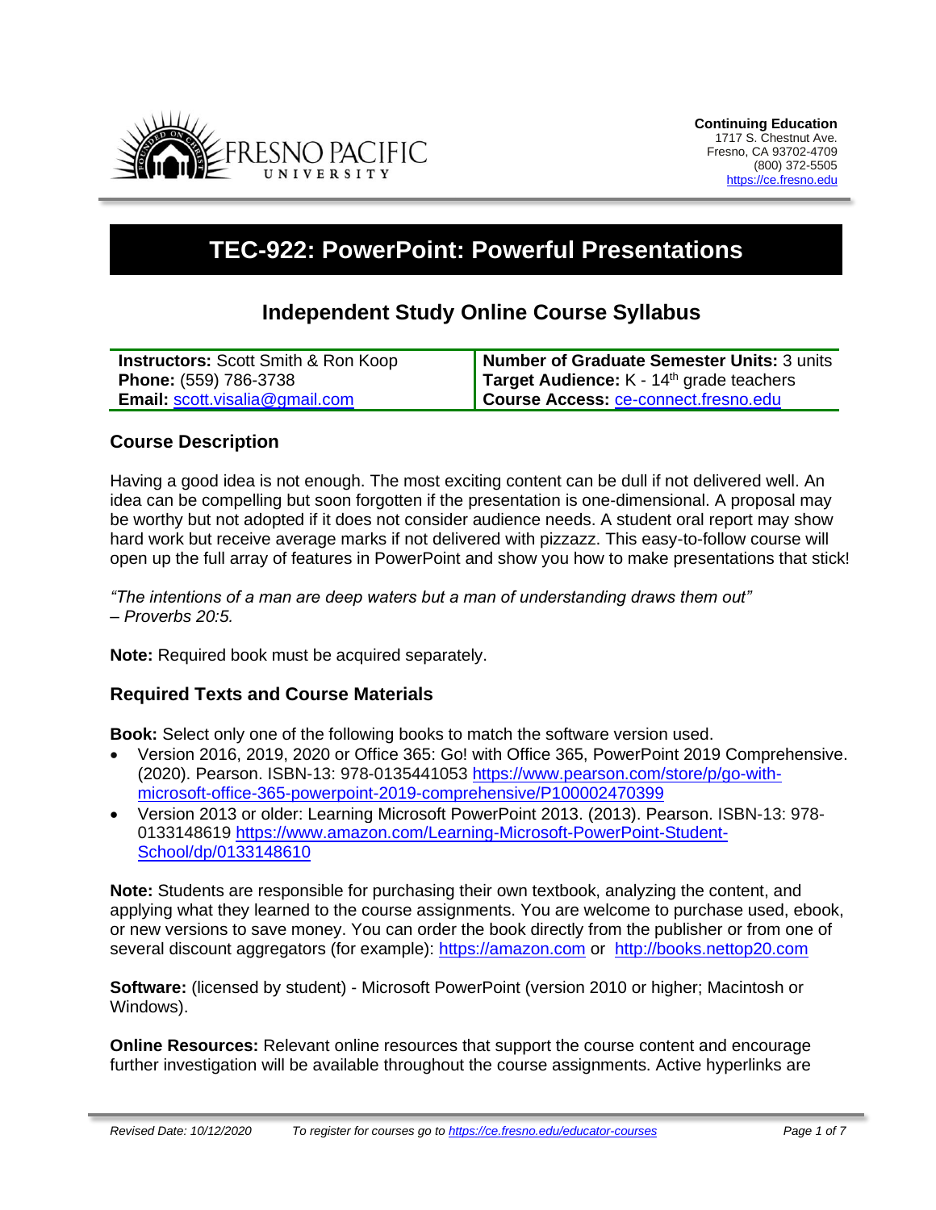**Continuing Education**
1717 S. Chestnut Ave.
Fresno, CA 93702-4709
(800) 372-5505
https://ce.fresno.edu

# TEC-922: PowerPoint: Powerful Presentations

## Independent Study Online Course Syllabus

| **Instructors:** Scott Smith & Ron Koop | **Number of Graduate Semester Units:** 3 units |
|---|---|
| **Phone:** (559) 786-3738 | **Target Audience:** K - 14th grade teachers |
| **Email:** scott.visalia@gmail.com | **Course Access:** ce-connect.fresno.edu |

### Course Description

Having a good idea is not enough. The most exciting content can be dull if not delivered well. An idea can be compelling but soon forgotten if the presentation is one-dimensional. A proposal may be worthy but not adopted if it does not consider audience needs. A student oral report may show hard work but receive average marks if not delivered with pizzazz. This easy-to-follow course will open up the full array of features in PowerPoint and show you how to make presentations that stick!

*"The intentions of a man are deep waters but a man of understanding draws them out" – Proverbs 20:5.*

**Note:** Required book must be acquired separately.

### Required Texts and Course Materials

**Book:** Select only one of the following books to match the software version used.

- Version 2016, 2019, 2020 or Office 365: Go! with Office 365, PowerPoint 2019 Comprehensive. (2020). Pearson. ISBN-13: 978-0135441053 https://www.pearson.com/store/p/go-with-microsoft-office-365-powerpoint-2019-comprehensive/P100002470399
- Version 2013 or older: Learning Microsoft PowerPoint 2013. (2013). Pearson. ISBN-13: 978-0133148619 https://www.amazon.com/Learning-Microsoft-PowerPoint-Student-School/dp/0133148610

**Note:** Students are responsible for purchasing their own textbook, analyzing the content, and applying what they learned to the course assignments. You are welcome to purchase used, ebook, or new versions to save money. You can order the book directly from the publisher or from one of several discount aggregators (for example): https://amazon.com or http://books.nettop20.com

**Software:** (licensed by student) - Microsoft PowerPoint (version 2010 or higher; Macintosh or Windows).

**Online Resources:** Relevant online resources that support the course content and encourage further investigation will be available throughout the course assignments. Active hyperlinks are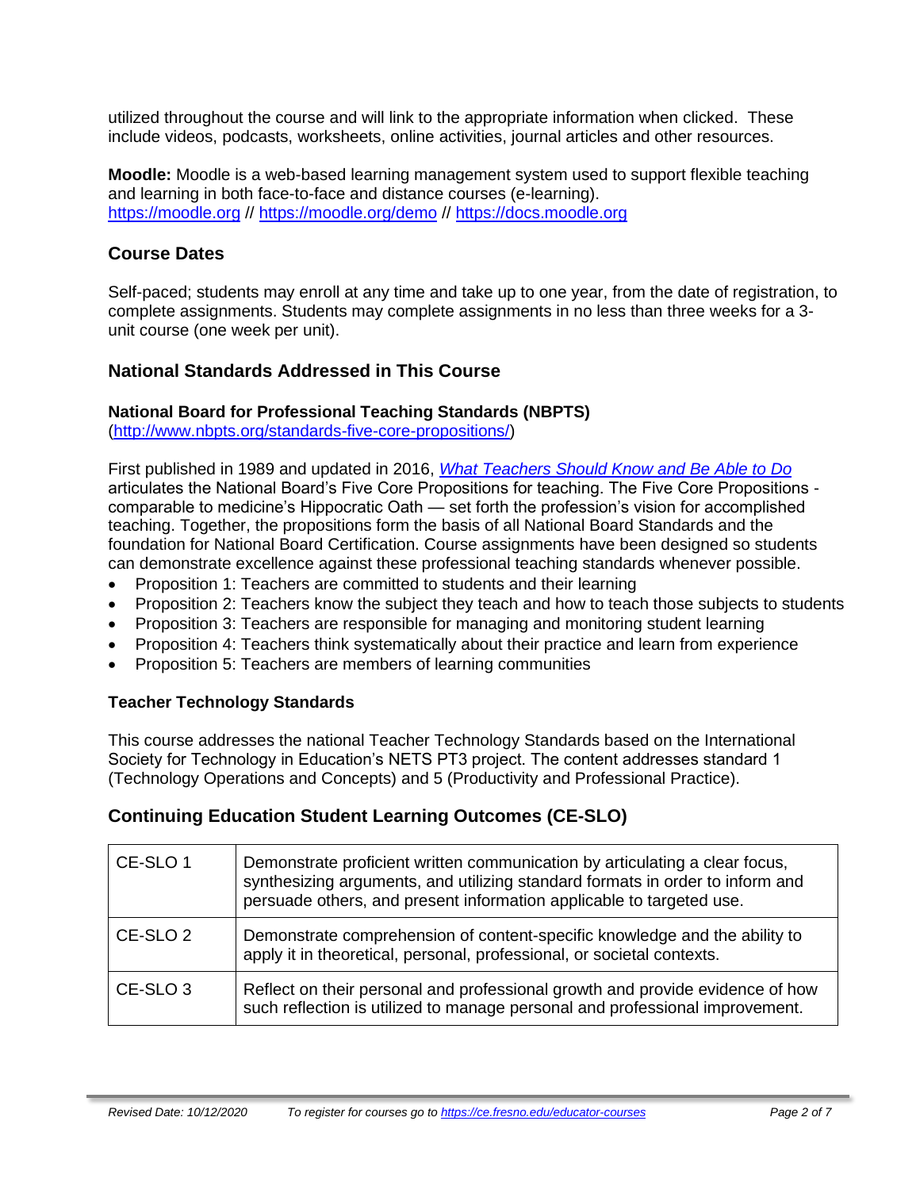utilized throughout the course and will link to the appropriate information when clicked. These include videos, podcasts, worksheets, online activities, journal articles and other resources.

**Moodle:** Moodle is a web-based learning management system used to support flexible teaching and learning in both face-to-face and distance courses (e-learning). [https://moodle.org](https://moodle.org) // [https://moodle.org/demo](https://moodle.org/demo) // [https://docs.moodle.org](https://docs.moodle.org)

## Course Dates

Self-paced; students may enroll at any time and take up to one year, from the date of registration, to complete assignments. Students may complete assignments in no less than three weeks for a 3-unit course (one week per unit).

## National Standards Addressed in This Course

### National Board for Professional Teaching Standards (NBPTS)

([http://www.nbpts.org/standards-five-core-propositions/](http://www.nbpts.org/standards-five-core-propositions/))

First published in 1989 and updated in 2016, *What Teachers Should Know and Be Able to Do* articulates the National Board's Five Core Propositions for teaching. The Five Core Propositions - comparable to medicine's Hippocratic Oath — set forth the profession's vision for accomplished teaching. Together, the propositions form the basis of all National Board Standards and the foundation for National Board Certification. Course assignments have been designed so students can demonstrate excellence against these professional teaching standards whenever possible.

- Proposition 1: Teachers are committed to students and their learning
- Proposition 2: Teachers know the subject they teach and how to teach those subjects to students
- Proposition 3: Teachers are responsible for managing and monitoring student learning
- Proposition 4: Teachers think systematically about their practice and learn from experience
- Proposition 5: Teachers are members of learning communities

### Teacher Technology Standards

This course addresses the national Teacher Technology Standards based on the International Society for Technology in Education's NETS PT3 project. The content addresses standard 1 (Technology Operations and Concepts) and 5 (Productivity and Professional Practice).

## Continuing Education Student Learning Outcomes (CE-SLO)

| | |
|---|---|
| CE-SLO 1 | Demonstrate proficient written communication by articulating a clear focus, synthesizing arguments, and utilizing standard formats in order to inform and persuade others, and present information applicable to targeted use. |
| CE-SLO 2 | Demonstrate comprehension of content-specific knowledge and the ability to apply it in theoretical, personal, professional, or societal contexts. |
| CE-SLO 3 | Reflect on their personal and professional growth and provide evidence of how such reflection is utilized to manage personal and professional improvement. |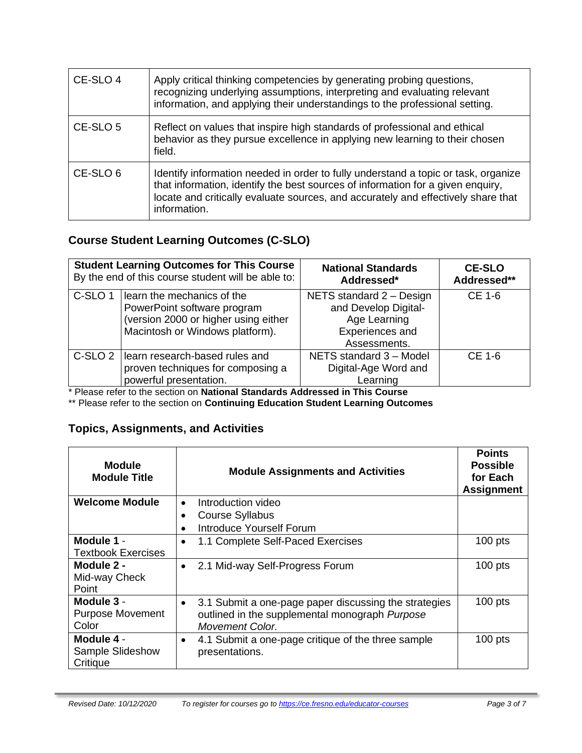| | |
|---|---|
| CE-SLO 4 | Apply critical thinking competencies by generating probing questions, recognizing underlying assumptions, interpreting and evaluating relevant information, and applying their understandings to the professional setting. |
| CE-SLO 5 | Reflect on values that inspire high standards of professional and ethical behavior as they pursue excellence in applying new learning to their chosen field. |
| CE-SLO 6 | Identify information needed in order to fully understand a topic or task, organize that information, identify the best sources of information for a given enquiry, locate and critically evaluate sources, and accurately and effectively share that information. |

## Course Student Learning Outcomes (C-SLO)

| **Student Learning Outcomes for This Course** By the end of this course student will be able to: | | **National Standards Addressed*** | **CE-SLO Addressed**** |
|---|---|---|---|
| C-SLO 1 | learn the mechanics of the PowerPoint software program (version 2000 or higher using either Macintosh or Windows platform). | NETS standard 2 – Design and Develop Digital-Age Learning Experiences and Assessments. | CE 1-6 |
| C-SLO 2 | learn research-based rules and proven techniques for composing a powerful presentation. | NETS standard 3 – Model Digital-Age Word and Learning | CE 1-6 |

* Please refer to the section on **National Standards Addressed in This Course**

** Please refer to the section on **Continuing Education Student Learning Outcomes**

## Topics, Assignments, and Activities

| **Module Module Title** | **Module Assignments and Activities** | **Points Possible for Each Assignment** |
|---|---|---|
| **Welcome Module** | • Introduction video<br>• Course Syllabus<br>• Introduce Yourself Forum | |
| **Module 1** - Textbook Exercises | • 1.1 Complete Self-Paced Exercises | 100 pts |
| **Module 2** - Mid-way Check Point | • 2.1 Mid-way Self-Progress Forum | 100 pts |
| **Module 3** - Purpose Movement Color | • 3.1 Submit a one-page paper discussing the strategies outlined in the supplemental monograph *Purpose Movement Color.* | 100 pts |
| **Module 4** - Sample Slideshow Critique | • 4.1 Submit a one-page critique of the three sample presentations. | 100 pts |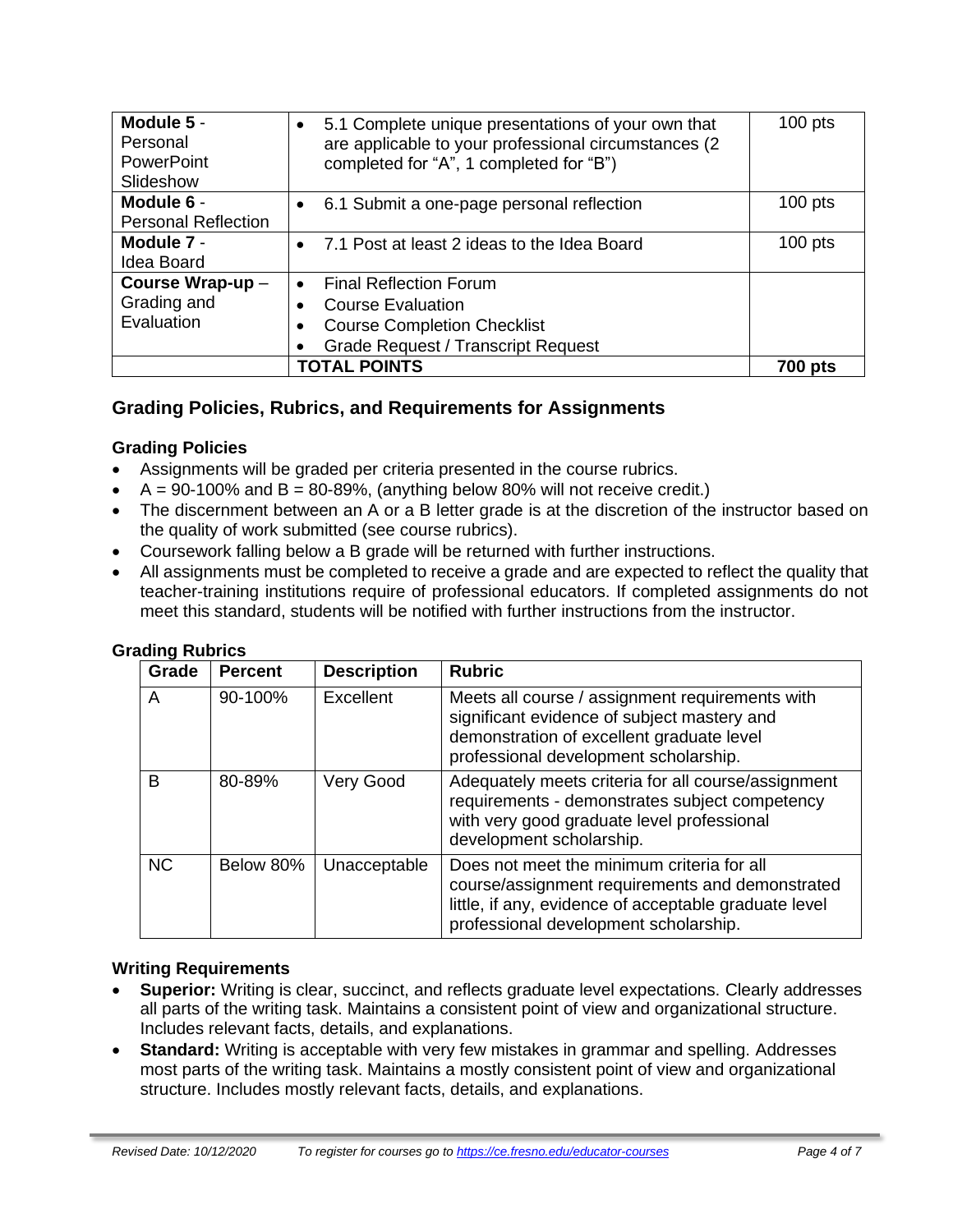| | | |
|---|---|---|
| **Module 5** - Personal PowerPoint Slideshow | • 5.1 Complete unique presentations of your own that are applicable to your professional circumstances (2 completed for "A", 1 completed for "B") | 100 pts |
| **Module 6** - Personal Reflection | • 6.1 Submit a one-page personal reflection | 100 pts |
| **Module 7** - Idea Board | • 7.1 Post at least 2 ideas to the Idea Board | 100 pts |
| **Course Wrap-up** – Grading and Evaluation | • Final Reflection Forum<br>• Course Evaluation<br>• Course Completion Checklist<br>• Grade Request / Transcript Request | |
| | **TOTAL POINTS** | **700 pts** |

## Grading Policies, Rubrics, and Requirements for Assignments

### Grading Policies

- Assignments will be graded per criteria presented in the course rubrics.
- A = 90-100% and B = 80-89%, (anything below 80% will not receive credit.)
- The discernment between an A or a B letter grade is at the discretion of the instructor based on the quality of work submitted (see course rubrics).
- Coursework falling below a B grade will be returned with further instructions.
- All assignments must be completed to receive a grade and are expected to reflect the quality that teacher-training institutions require of professional educators. If completed assignments do not meet this standard, students will be notified with further instructions from the instructor.

### Grading Rubrics

| Grade | Percent | Description | Rubric |
|---|---|---|---|
| A | 90-100% | Excellent | Meets all course / assignment requirements with significant evidence of subject mastery and demonstration of excellent graduate level professional development scholarship. |
| B | 80-89% | Very Good | Adequately meets criteria for all course/assignment requirements - demonstrates subject competency with very good graduate level professional development scholarship. |
| NC | Below 80% | Unacceptable | Does not meet the minimum criteria for all course/assignment requirements and demonstrated little, if any, evidence of acceptable graduate level professional development scholarship. |

### Writing Requirements

- **Superior:** Writing is clear, succinct, and reflects graduate level expectations. Clearly addresses all parts of the writing task. Maintains a consistent point of view and organizational structure. Includes relevant facts, details, and explanations.
- **Standard:** Writing is acceptable with very few mistakes in grammar and spelling. Addresses most parts of the writing task. Maintains a mostly consistent point of view and organizational structure. Includes mostly relevant facts, details, and explanations.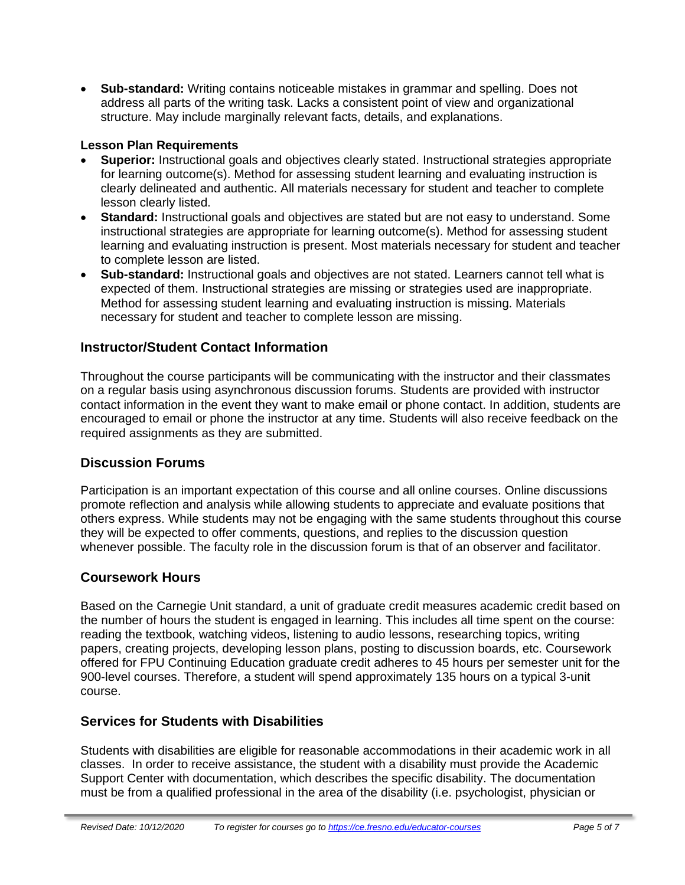- **Sub-standard:** Writing contains noticeable mistakes in grammar and spelling. Does not address all parts of the writing task. Lacks a consistent point of view and organizational structure. May include marginally relevant facts, details, and explanations.

**Lesson Plan Requirements**

- **Superior:** Instructional goals and objectives clearly stated. Instructional strategies appropriate for learning outcome(s). Method for assessing student learning and evaluating instruction is clearly delineated and authentic. All materials necessary for student and teacher to complete lesson clearly listed.
- **Standard:** Instructional goals and objectives are stated but are not easy to understand. Some instructional strategies are appropriate for learning outcome(s). Method for assessing student learning and evaluating instruction is present. Most materials necessary for student and teacher to complete lesson are listed.
- **Sub-standard:** Instructional goals and objectives are not stated. Learners cannot tell what is expected of them. Instructional strategies are missing or strategies used are inappropriate. Method for assessing student learning and evaluating instruction is missing. Materials necessary for student and teacher to complete lesson are missing.

## Instructor/Student Contact Information

Throughout the course participants will be communicating with the instructor and their classmates on a regular basis using asynchronous discussion forums. Students are provided with instructor contact information in the event they want to make email or phone contact. In addition, students are encouraged to email or phone the instructor at any time. Students will also receive feedback on the required assignments as they are submitted.

## Discussion Forums

Participation is an important expectation of this course and all online courses. Online discussions promote reflection and analysis while allowing students to appreciate and evaluate positions that others express. While students may not be engaging with the same students throughout this course they will be expected to offer comments, questions, and replies to the discussion question whenever possible. The faculty role in the discussion forum is that of an observer and facilitator.

## Coursework Hours

Based on the Carnegie Unit standard, a unit of graduate credit measures academic credit based on the number of hours the student is engaged in learning. This includes all time spent on the course: reading the textbook, watching videos, listening to audio lessons, researching topics, writing papers, creating projects, developing lesson plans, posting to discussion boards, etc. Coursework offered for FPU Continuing Education graduate credit adheres to 45 hours per semester unit for the 900-level courses. Therefore, a student will spend approximately 135 hours on a typical 3-unit course.

## Services for Students with Disabilities

Students with disabilities are eligible for reasonable accommodations in their academic work in all classes. In order to receive assistance, the student with a disability must provide the Academic Support Center with documentation, which describes the specific disability. The documentation must be from a qualified professional in the area of the disability (i.e. psychologist, physician or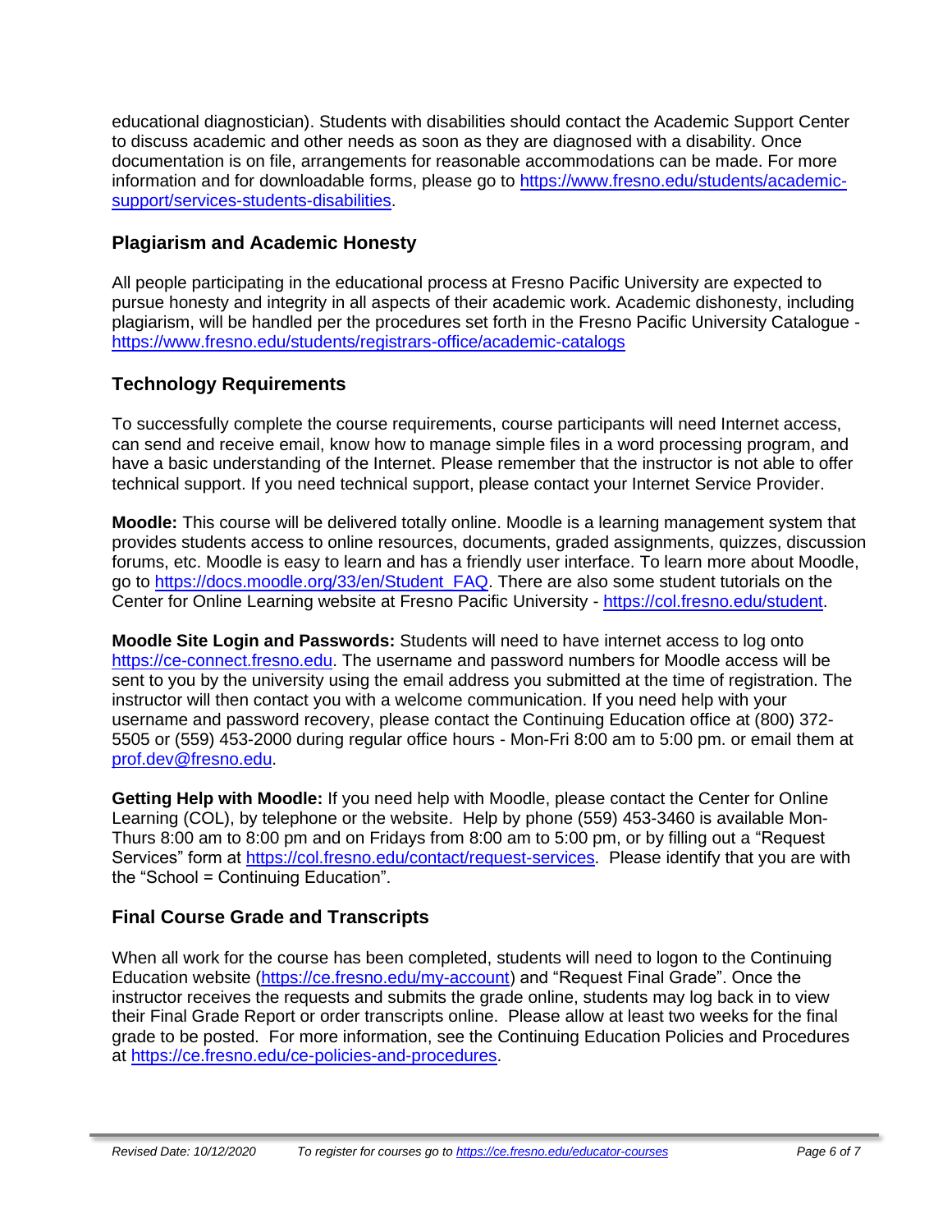educational diagnostician). Students with disabilities should contact the Academic Support Center to discuss academic and other needs as soon as they are diagnosed with a disability. Once documentation is on file, arrangements for reasonable accommodations can be made. For more information and for downloadable forms, please go to https://www.fresno.edu/students/academic-support/services-students-disabilities.

## Plagiarism and Academic Honesty

All people participating in the educational process at Fresno Pacific University are expected to pursue honesty and integrity in all aspects of their academic work. Academic dishonesty, including plagiarism, will be handled per the procedures set forth in the Fresno Pacific University Catalogue - https://www.fresno.edu/students/registrars-office/academic-catalogs

## Technology Requirements

To successfully complete the course requirements, course participants will need Internet access, can send and receive email, know how to manage simple files in a word processing program, and have a basic understanding of the Internet. Please remember that the instructor is not able to offer technical support. If you need technical support, please contact your Internet Service Provider.

**Moodle:** This course will be delivered totally online. Moodle is a learning management system that provides students access to online resources, documents, graded assignments, quizzes, discussion forums, etc. Moodle is easy to learn and has a friendly user interface. To learn more about Moodle, go to https://docs.moodle.org/33/en/Student_FAQ. There are also some student tutorials on the Center for Online Learning website at Fresno Pacific University - https://col.fresno.edu/student.

**Moodle Site Login and Passwords:** Students will need to have internet access to log onto https://ce-connect.fresno.edu. The username and password numbers for Moodle access will be sent to you by the university using the email address you submitted at the time of registration. The instructor will then contact you with a welcome communication. If you need help with your username and password recovery, please contact the Continuing Education office at (800) 372-5505 or (559) 453-2000 during regular office hours - Mon-Fri 8:00 am to 5:00 pm. or email them at prof.dev@fresno.edu.

**Getting Help with Moodle:** If you need help with Moodle, please contact the Center for Online Learning (COL), by telephone or the website. Help by phone (559) 453-3460 is available Mon-Thurs 8:00 am to 8:00 pm and on Fridays from 8:00 am to 5:00 pm, or by filling out a "Request Services" form at https://col.fresno.edu/contact/request-services. Please identify that you are with the "School = Continuing Education".

## Final Course Grade and Transcripts

When all work for the course has been completed, students will need to logon to the Continuing Education website (https://ce.fresno.edu/my-account) and "Request Final Grade". Once the instructor receives the requests and submits the grade online, students may log back in to view their Final Grade Report or order transcripts online. Please allow at least two weeks for the final grade to be posted. For more information, see the Continuing Education Policies and Procedures at https://ce.fresno.edu/ce-policies-and-procedures.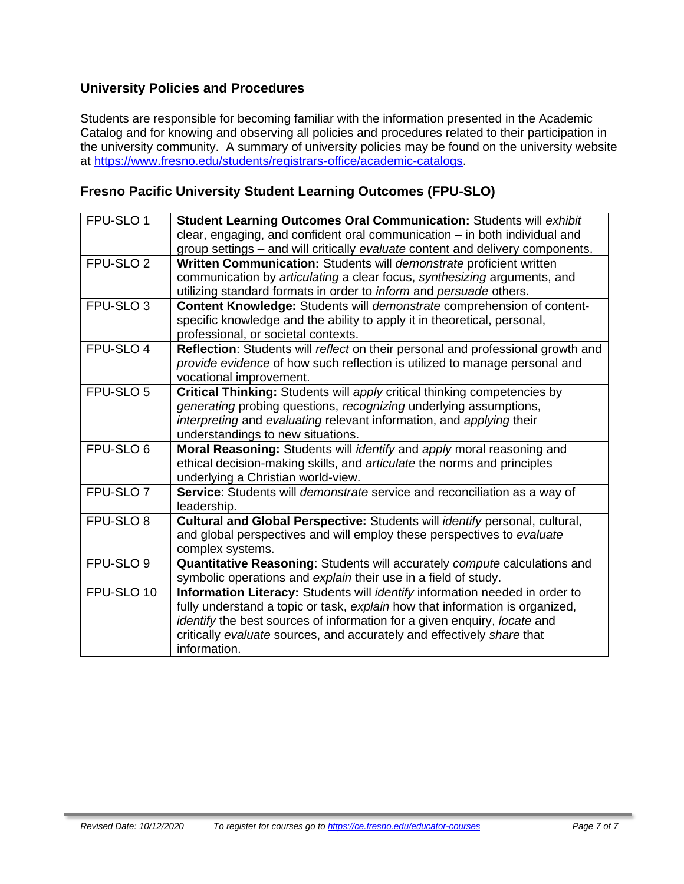## University Policies and Procedures

Students are responsible for becoming familiar with the information presented in the Academic Catalog and for knowing and observing all policies and procedures related to their participation in the university community. A summary of university policies may be found on the university website at https://www.fresno.edu/students/registrars-office/academic-catalogs.

## Fresno Pacific University Student Learning Outcomes (FPU-SLO)

| | |
|---|---|
| FPU-SLO 1 | **Student Learning Outcomes Oral Communication:** Students will *exhibit* clear, engaging, and confident oral communication – in both individual and group settings – and will critically *evaluate* content and delivery components. |
| FPU-SLO 2 | **Written Communication:** Students will *demonstrate* proficient written communication by *articulating* a clear focus, *synthesizing* arguments, and utilizing standard formats in order to *inform* and *persuade* others. |
| FPU-SLO 3 | **Content Knowledge:** Students will *demonstrate* comprehension of content-specific knowledge and the ability to apply it in theoretical, personal, professional, or societal contexts. |
| FPU-SLO 4 | **Reflection**: Students will *reflect* on their personal and professional growth and *provide evidence* of how such reflection is utilized to manage personal and vocational improvement. |
| FPU-SLO 5 | **Critical Thinking:** Students will *apply* critical thinking competencies by *generating* probing questions, *recognizing* underlying assumptions, *interpreting* and *evaluating* relevant information, and *applying* their understandings to new situations. |
| FPU-SLO 6 | **Moral Reasoning:** Students will *identify* and *apply* moral reasoning and ethical decision-making skills, and *articulate* the norms and principles underlying a Christian world-view. |
| FPU-SLO 7 | **Service**: Students will *demonstrate* service and reconciliation as a way of leadership. |
| FPU-SLO 8 | **Cultural and Global Perspective:** Students will *identify* personal, cultural, and global perspectives and will employ these perspectives to *evaluate* complex systems. |
| FPU-SLO 9 | **Quantitative Reasoning**: Students will accurately *compute* calculations and symbolic operations and *explain* their use in a field of study. |
| FPU-SLO 10 | **Information Literacy:** Students will *identify* information needed in order to fully understand a topic or task, *explain* how that information is organized, *identify* the best sources of information for a given enquiry, *locate* and critically *evaluate* sources, and accurately and effectively *share* that information. |